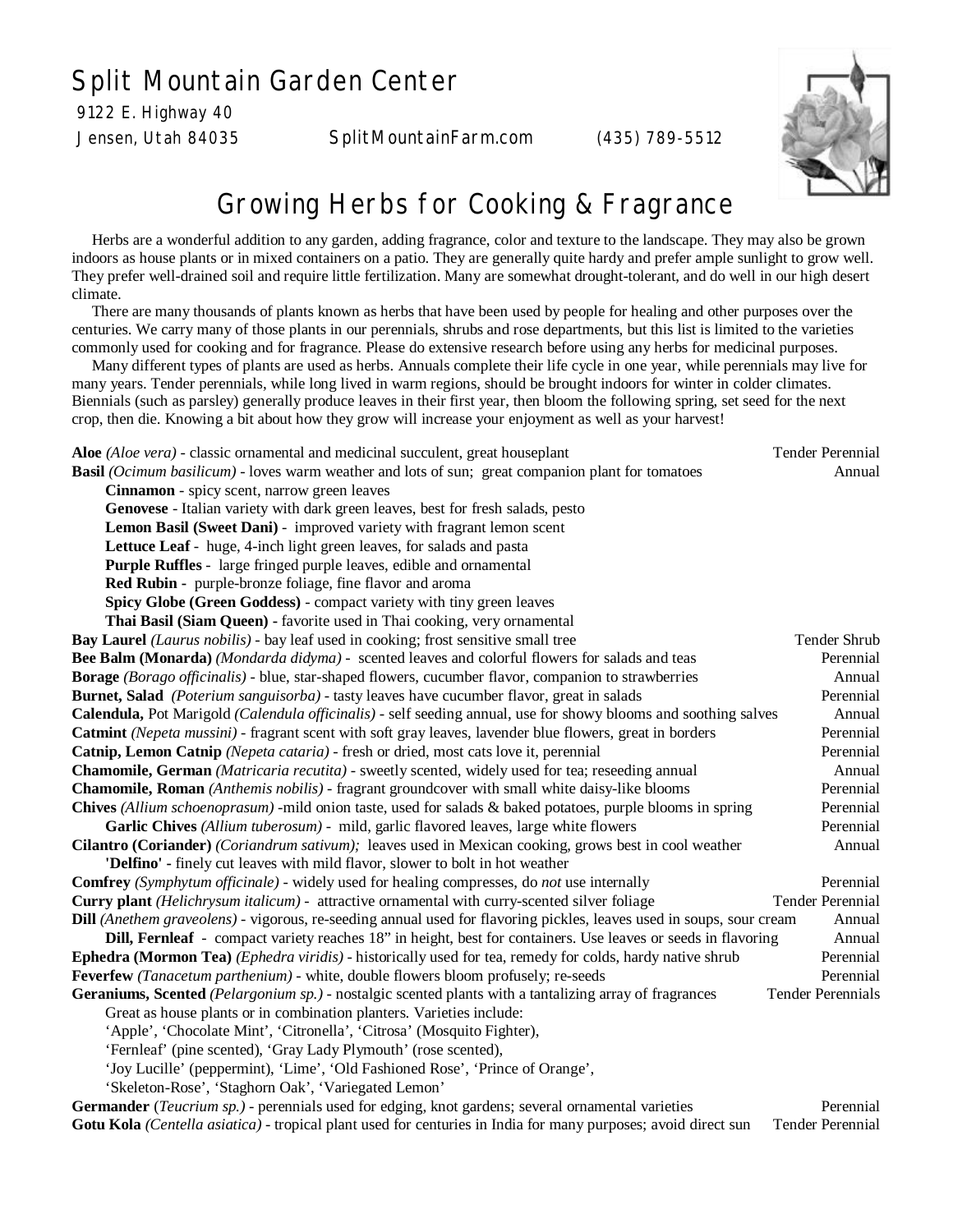# Split Mountain Garden Center

9122 E. Highway 40
Jensen, Utah 84035 SplitMountainFarm.com (435) 789-5512

## Growing Herbs for Cooking & Fragrance

Herbs are a wonderful addition to any garden, adding fragrance, color and texture to the landscape. They may also be grown indoors as house plants or in mixed containers on a patio. They are generally quite hardy and prefer ample sunlight to grow well. They prefer well-drained soil and require little fertilization. Many are somewhat drought-tolerant, and do well in our high desert climate.

There are many thousands of plants known as herbs that have been used by people for healing and other purposes over the centuries. We carry many of those plants in our perennials, shrubs and rose departments, but this list is limited to the varieties commonly used for cooking and for fragrance. Please do extensive research before using any herbs for medicinal purposes.

Many different types of plants are used as herbs. Annuals complete their life cycle in one year, while perennials may live for many years. Tender perennials, while long lived in warm regions, should be brought indoors for winter in colder climates. Biennials (such as parsley) generally produce leaves in their first year, then bloom the following spring, set seed for the next crop, then die. Knowing a bit about how they grow will increase your enjoyment as well as your harvest!

**Aloe** *(Aloe vera)* - classic ornamental and medicinal succulent, great houseplant — Tender Perennial

**Basil** *(Ocimum basilicum)* - loves warm weather and lots of sun; great companion plant for tomatoes — Annual
- **Cinnamon** - spicy scent, narrow green leaves
- **Genovese** - Italian variety with dark green leaves, best for fresh salads, pesto
- **Lemon Basil (Sweet Dani)** - improved variety with fragrant lemon scent
- **Lettuce Leaf** - huge, 4-inch light green leaves, for salads and pasta
- **Purple Ruffles** - large fringed purple leaves, edible and ornamental
- **Red Rubin** - purple-bronze foliage, fine flavor and aroma
- **Spicy Globe (Green Goddess)** - compact variety with tiny green leaves
- **Thai Basil (Siam Queen)** - favorite used in Thai cooking, very ornamental

**Bay Laurel** *(Laurus nobilis)* - bay leaf used in cooking; frost sensitive small tree — Tender Shrub

**Bee Balm (Monarda)** *(Mondarda didyma)* - scented leaves and colorful flowers for salads and teas — Perennial

**Borage** *(Borago officinalis)* - blue, star-shaped flowers, cucumber flavor, companion to strawberries — Annual

**Burnet, Salad** *(Poterium sanguisorba)* - tasty leaves have cucumber flavor, great in salads — Perennial

**Calendula,** Pot Marigold *(Calendula officinalis)* - self seeding annual, use for showy blooms and soothing salves — Annual

**Catmint** *(Nepeta mussini)* - fragrant scent with soft gray leaves, lavender blue flowers, great in borders — Perennial

**Catnip, Lemon Catnip** *(Nepeta cataria)* - fresh or dried, most cats love it, perennial — Perennial

**Chamomile, German** *(Matricaria recutita)* - sweetly scented, widely used for tea; reseeding annual — Annual

**Chamomile, Roman** *(Anthemis nobilis)* - fragrant groundcover with small white daisy-like blooms — Perennial

**Chives** *(Allium schoenoprasum)* -mild onion taste, used for salads & baked potatoes, purple blooms in spring — Perennial
- **Garlic Chives** *(Allium tuberosum)* - mild, garlic flavored leaves, large white flowers — Perennial

**Cilantro (Coriander)** *(Coriandrum sativum);* leaves used in Mexican cooking, grows best in cool weather — Annual
- **'Delfino'** - finely cut leaves with mild flavor, slower to bolt in hot weather

**Comfrey** *(Symphytum officinale)* - widely used for healing compresses, do *not* use internally — Perennial

**Curry plant** *(Helichrysum italicum)* - attractive ornamental with curry-scented silver foliage — Tender Perennial

**Dill** *(Anethem graveolens)* - vigorous, re-seeding annual used for flavoring pickles, leaves used in soups, sour cream — Annual
- **Dill, Fernleaf** - compact variety reaches 18" in height, best for containers. Use leaves or seeds in flavoring — Annual

**Ephedra (Mormon Tea)** *(Ephedra viridis)* - historically used for tea, remedy for colds, hardy native shrub — Perennial

**Feverfew** *(Tanacetum parthenium)* - white, double flowers bloom profusely; re-seeds — Perennial

**Geraniums, Scented** *(Pelargonium sp.)* - nostalgic scented plants with a tantalizing array of fragrances — Tender Perennials

Great as house plants or in combination planters. Varieties include:
'Apple', 'Chocolate Mint', 'Citronella', 'Citrosa' (Mosquito Fighter),
'Fernleaf' (pine scented), 'Gray Lady Plymouth' (rose scented),
'Joy Lucille' (peppermint), 'Lime', 'Old Fashioned Rose', 'Prince of Orange',
'Skeleton-Rose', 'Staghorn Oak', 'Variegated Lemon'

**Germander** (*Teucrium sp.)* - perennials used for edging, knot gardens; several ornamental varieties — Perennial

**Gotu Kola** *(Centella asiatica)* - tropical plant used for centuries in India for many purposes; avoid direct sun — Tender Perennial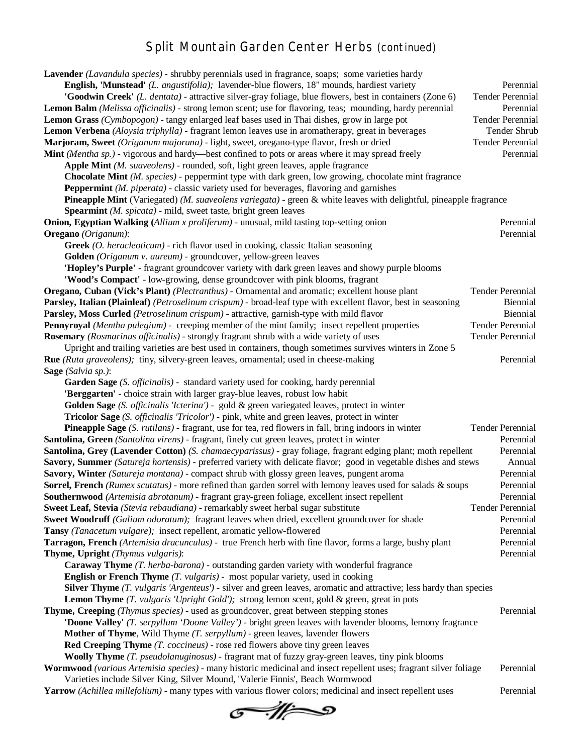# Split Mountain Garden Center Herbs (continued)

**Lavender** *(Lavandula species)* - shrubby perennials used in fragrance, soaps; some varieties hardy
- **English, 'Munstead'** *(L. angustifolia);* lavender-blue flowers, 18" mounds, hardiest variety — Perennial
- **'Goodwin Creek'** *(L. dentata)* - attractive silver-gray foliage, blue flowers, best in containers (Zone 6) — Tender Perennial

**Lemon Balm** *(Melissa officinalis)* - strong lemon scent; use for flavoring, teas; mounding, hardy perennial — Perennial

**Lemon Grass** *(Cymbopogon)* - tangy enlarged leaf bases used in Thai dishes, grow in large pot — Tender Perennial

**Lemon Verbena** *(Aloysia triphylla)* - fragrant lemon leaves use in aromatherapy, great in beverages — Tender Shrub

**Marjoram, Sweet** *(Origanum majorana)* - light, sweet, oregano-type flavor, fresh or dried — Tender Perennial

**Mint** *(Mentha sp.)* - vigorous and hardy—best confined to pots or areas where it may spread freely — Perennial
- **Apple Mint** *(M. suaveolens)* - rounded, soft, light green leaves, apple fragrance
- **Chocolate Mint** *(M. species)* - peppermint type with dark green, low growing, chocolate mint fragrance
- **Peppermint** *(M. piperata)* - classic variety used for beverages, flavoring and garnishes
- **Pineapple Mint** (Variegated) *(M. suaveolens variegata)* - green & white leaves with delightful, pineapple fragrance
- **Spearmint** *(M. spicata)* - mild, sweet taste, bright green leaves

**Onion, Egyptian Walking (***Allium x proliferum)* - unusual, mild tasting top-setting onion — Perennial

**Oregano** *(Origanum)*: — Perennial
- **Greek** *(O. heracleoticum)* - rich flavor used in cooking, classic Italian seasoning
- **Golden** *(Origanum v. aureum)* - groundcover, yellow-green leaves
- **'Hopley's Purple'** - fragrant groundcover variety with dark green leaves and showy purple blooms
- **'Wood's Compact'** - low-growing, dense groundcover with pink blooms, fragrant

**Oregano, Cuban (Vick's Plant)** *(Plectranthus)* - Ornamental and aromatic; excellent house plant — Tender Perennial

**Parsley, Italian (Plainleaf)** *(Petroselinum crispum)* - broad-leaf type with excellent flavor, best in seasoning — Biennial

**Parsley, Moss Curled** *(Petroselinum crispum)* - attractive, garnish-type with mild flavor — Biennial

**Pennyroyal** *(Mentha pulegium)* - creeping member of the mint family; insect repellent properties — Tender Perennial

**Rosemary** *(Rosmarinus officinalis)* - strongly fragrant shrub with a wide variety of uses — Tender Perennial
Upright and trailing varieties are best used in containers, though sometimes survives winters in Zone 5

**Rue** *(Ruta graveolens);* tiny, silvery-green leaves, ornamental; used in cheese-making — Perennial

**Sage** *(Salvia sp.)*:
- **Garden Sage** *(S. officinalis)* - standard variety used for cooking, hardy perennial
- **'Berggarten'** - choice strain with larger gray-blue leaves, robust low habit
- **Golden Sage** *(S. officinalis 'Icterina')* - gold & green variegated leaves, protect in winter
- **Tricolor Sage** *(S. officinalis 'Tricolor')* - pink, white and green leaves, protect in winter
- **Pineapple Sage** *(S. rutilans)* - fragrant, use for tea, red flowers in fall, bring indoors in winter — Tender Perennial

**Santolina, Green** *(Santolina virens)* - fragrant, finely cut green leaves, protect in winter — Perennial

**Santolina, Grey (Lavender Cotton)** *(S. chamaecyparissus)* - gray foliage, fragrant edging plant; moth repellent — Perennial

**Savory, Summer** *(Satureja hortensis)* - preferred variety with delicate flavor; good in vegetable dishes and stews — Annual

**Savory, Winter** *(Satureja montana)* - compact shrub with glossy green leaves, pungent aroma — Perennial

**Sorrel, French** *(Rumex scutatus)* - more refined than garden sorrel with lemony leaves used for salads & soups — Perennial

**Southernwood** *(Artemisia abrotanum)* - fragrant gray-green foliage, excellent insect repellent — Perennial

**Sweet Leaf, Stevia** *(Stevia rebaudiana)* - remarkably sweet herbal sugar substitute — Tender Perennial

**Sweet Woodruff** *(Galium odoratum);* fragrant leaves when dried, excellent groundcover for shade — Perennial

**Tansy** *(Tanacetum vulgare);* insect repellent, aromatic yellow-flowered — Perennial

**Tarragon, French** *(Artemisia dracunculus)* - true French herb with fine flavor, forms a large, bushy plant — Perennial

**Thyme, Upright** *(Thymus vulgaris)*: — Perennial
- **Caraway Thyme** *(T. herba-barona)* - outstanding garden variety with wonderful fragrance
- **English or French Thyme** *(T. vulgaris)* - most popular variety, used in cooking
- **Silver Thyme** *(T. vulgaris 'Argenteus')* - silver and green leaves, aromatic and attractive; less hardy than species
- **Lemon Thyme** *(T. vulgaris 'Upright Gold');* strong lemon scent, gold & green, great in pots

**Thyme, Creeping** *(Thymus species)* - used as groundcover, great between stepping stones — Perennial
- **'Doone Valley'** *(T. serpyllum 'Doone Valley')* - bright green leaves with lavender blooms, lemony fragrance
- **Mother of Thyme**, Wild Thyme *(T. serpyllum)* - green leaves, lavender flowers
- **Red Creeping Thyme** *(T. coccineus)* - rose red flowers above tiny green leaves
- **Woolly Thyme** *(T. pseudolanuginosus)* - fragrant mat of fuzzy gray-green leaves, tiny pink blooms

**Wormwood** *(various Artemisia species)* - many historic medicinal and insect repellent uses; fragrant silver foliage — Perennial
Varieties include Silver King, Silver Mound, 'Valerie Finnis', Beach Wormwood

**Yarrow** *(Achillea millefolium)* - many types with various flower colors; medicinal and insect repellent uses — Perennial